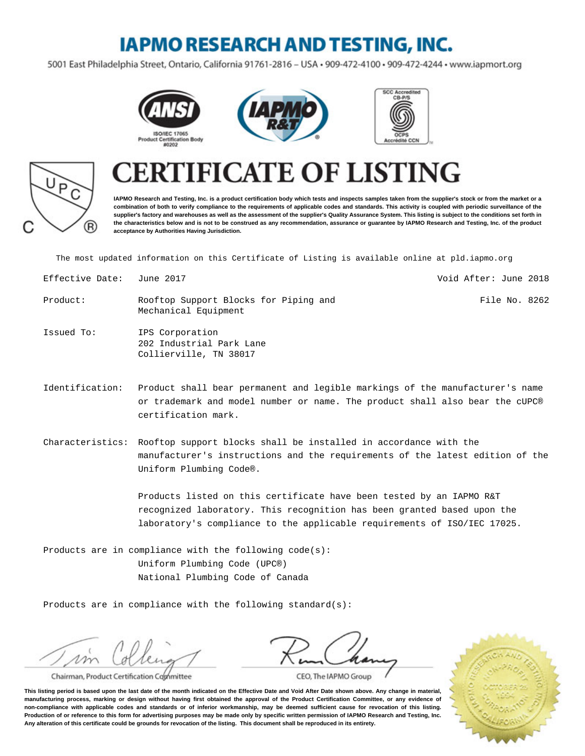# IAPMO RESEARCH AND TESTING, INC.

5001 East Philadelphia Street, Ontario, California 91761-2816 – USA • 909-472-4100 • 909-472-4244 • www.iapmort.org

ANSI ISO/IEC 17065 Product Certification Body #0202

SCC Accredited CB-P/S OCPS Accrédité CCN

# CERTIFICATE OF LISTING

**IAPMO Research and Testing, Inc. is a product certification body which tests and inspects samples taken from the supplier's stock or from the market or a combination of both to verify compliance to the requirements of applicable codes and standards. This activity is coupled with periodic surveillance of the supplier's factory and warehouses as well as the assessment of the supplier's Quality Assurance System. This listing is subject to the conditions set forth in the characteristics below and is not to be construed as any recommendation, assurance or guarantee by IAPMO Research and Testing, Inc. of the product acceptance by Authorities Having Jurisdiction.**

The most updated information on this Certificate of Listing is available online at pld.iapmo.org

Effective Date: June 2017 — Void After: June 2018

Product: Rooftop Support Blocks for Piping and Mechanical Equipment — File No. 8262

Issued To: IPS Corporation
202 Industrial Park Lane
Collierville, TN 38017

Identification: Product shall bear permanent and legible markings of the manufacturer's name or trademark and model number or name. The product shall also bear the cUPC® certification mark.

Characteristics: Rooftop support blocks shall be installed in accordance with the manufacturer's instructions and the requirements of the latest edition of the Uniform Plumbing Code®.

Products listed on this certificate have been tested by an IAPMO R&T recognized laboratory. This recognition has been granted based upon the laboratory's compliance to the applicable requirements of ISO/IEC 17025.

Products are in compliance with the following code(s):

- Uniform Plumbing Code (UPC®)
- National Plumbing Code of Canada

Products are in compliance with the following standard(s):

Chairman, Product Certification Committee

CEO, The IAPMO Group

**This listing period is based upon the last date of the month indicated on the Effective Date and Void After Date shown above. Any change in material, manufacturing process, marking or design without having first obtained the approval of the Product Certification Committee, or any evidence of non-compliance with applicable codes and standards or of inferior workmanship, may be deemed sufficient cause for revocation of this listing. Production of or reference to this form for advertising purposes may be made only by specific written permission of IAPMO Research and Testing, Inc. Any alteration of this certificate could be grounds for revocation of the listing. This document shall be reproduced in its entirety.**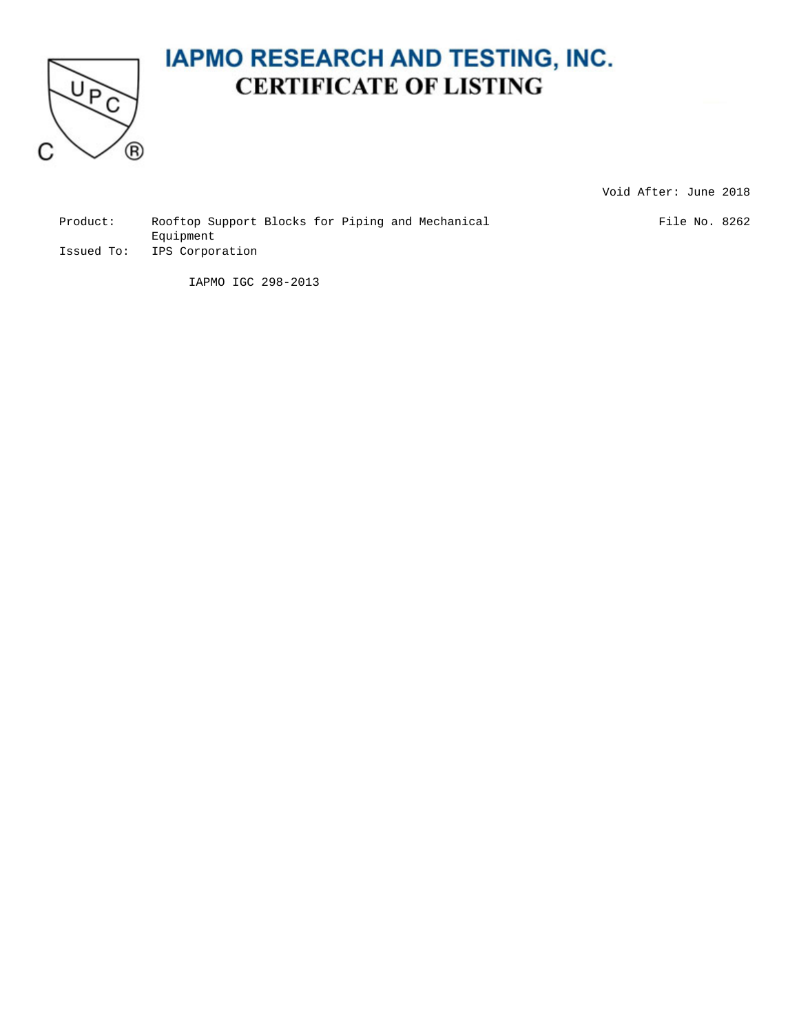# IAPMO RESEARCH AND TESTING, INC.

## CERTIFICATE OF LISTING

Void After: June 2018

| | | |
|---|---|---|
| Product: | Rooftop Support Blocks for Piping and Mechanical Equipment | File No. 8262 |
| Issued To: | IPS Corporation | |

IAPMO IGC 298-2013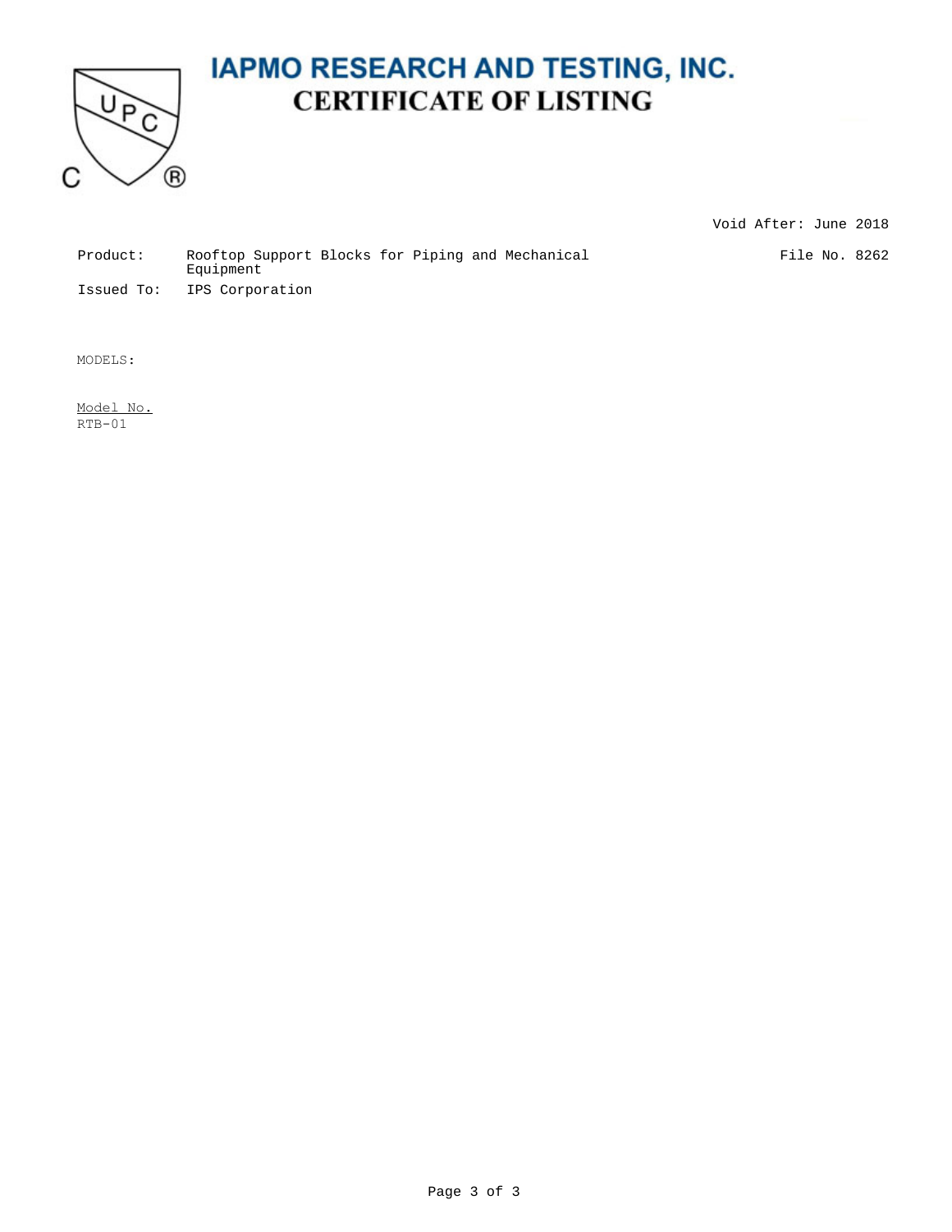# IAPMO RESEARCH AND TESTING, INC.
## CERTIFICATE OF LISTING

Void After: June 2018

Product: Rooftop Support Blocks for Piping and Mechanical Equipment

File No. 8262

Issued To: IPS Corporation

MODELS:

| Model No. |
| --- |
| RTB-01 |